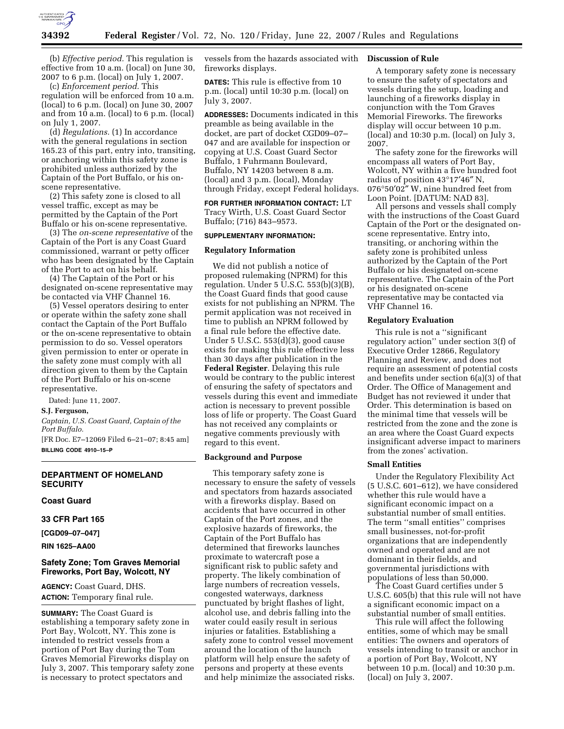(b) *Effective period.* This regulation is effective from 10 a.m. (local) on June 30, 2007 to 6 p.m. (local) on July 1, 2007.

(c) *Enforcement period.* This regulation will be enforced from 10 a.m. (local) to 6 p.m. (local) on June 30, 2007 and from 10 a.m. (local) to 6 p.m. (local) on July 1, 2007.

(d) *Regulations.* (1) In accordance with the general regulations in section 165.23 of this part, entry into, transiting, or anchoring within this safety zone is prohibited unless authorized by the Captain of the Port Buffalo, or his on-scene representative.

(2) This safety zone is closed to all vessel traffic, except as may be permitted by the Captain of the Port Buffalo or his on-scene representative.

(3) The *on-scene representative* of the Captain of the Port is any Coast Guard commissioned, warrant or petty officer who has been designated by the Captain of the Port to act on his behalf.

(4) The Captain of the Port or his designated on-scene representative may be contacted via VHF Channel 16.

(5) Vessel operators desiring to enter or operate within the safety zone shall contact the Captain of the Port Buffalo or the on-scene representative to obtain permission to do so. Vessel operators given permission to enter or operate in the safety zone must comply with all direction given to them by the Captain of the Port Buffalo or his on-scene representative.

Dated: June 11, 2007.

**S.J. Ferguson,**

*Captain, U.S. Coast Guard, Captain of the Port Buffalo.*

[FR Doc. E7–12069 Filed 6–21–07; 8:45 am]

**BILLING CODE 4910–15–P**

---

## DEPARTMENT OF HOMELAND SECURITY

### Coast Guard

### 33 CFR Part 165

**[CGD09–07–047]**

**RIN 1625–AA00**

## Safety Zone; Tom Graves Memorial Fireworks, Port Bay, Wolcott, NY

**AGENCY:** Coast Guard, DHS.

**ACTION:** Temporary final rule.

**SUMMARY:** The Coast Guard is establishing a temporary safety zone in Port Bay, Wolcott, NY. This zone is intended to restrict vessels from a portion of Port Bay during the Tom Graves Memorial Fireworks display on July 3, 2007. This temporary safety zone is necessary to protect spectators and vessels from the hazards associated with fireworks displays.

**DATES:** This rule is effective from 10 p.m. (local) until 10:30 p.m. (local) on July 3, 2007.

**ADDRESSES:** Documents indicated in this preamble as being available in the docket, are part of docket CGD09–07–047 and are available for inspection or copying at U.S. Coast Guard Sector Buffalo, 1 Fuhrmann Boulevard, Buffalo, NY 14203 between 8 a.m. (local) and 3 p.m. (local), Monday through Friday, except Federal holidays.

**FOR FURTHER INFORMATION CONTACT:** LT Tracy Wirth, U.S. Coast Guard Sector Buffalo; (716) 843–9573.

**SUPPLEMENTARY INFORMATION:**

### Regulatory Information

We did not publish a notice of proposed rulemaking (NPRM) for this regulation. Under 5 U.S.C. 553(b)(3)(B), the Coast Guard finds that good cause exists for not publishing an NPRM. The permit application was not received in time to publish an NPRM followed by a final rule before the effective date. Under 5 U.S.C. 553(d)(3), good cause exists for making this rule effective less than 30 days after publication in the **Federal Register**. Delaying this rule would be contrary to the public interest of ensuring the safety of spectators and vessels during this event and immediate action is necessary to prevent possible loss of life or property. The Coast Guard has not received any complaints or negative comments previously with regard to this event.

### Background and Purpose

This temporary safety zone is necessary to ensure the safety of vessels and spectators from hazards associated with a fireworks display. Based on accidents that have occurred in other Captain of the Port zones, and the explosive hazards of fireworks, the Captain of the Port Buffalo has determined that fireworks launches proximate to watercraft pose a significant risk to public safety and property. The likely combination of large numbers of recreation vessels, congested waterways, darkness punctuated by bright flashes of light, alcohol use, and debris falling into the water could easily result in serious injuries or fatalities. Establishing a safety zone to control vessel movement around the location of the launch platform will help ensure the safety of persons and property at these events and help minimize the associated risks.

### Discussion of Rule

A temporary safety zone is necessary to ensure the safety of spectators and vessels during the setup, loading and launching of a fireworks display in conjunction with the Tom Graves Memorial Fireworks. The fireworks display will occur between 10 p.m. (local) and 10:30 p.m. (local) on July 3, 2007.

The safety zone for the fireworks will encompass all waters of Port Bay, Wolcott, NY within a five hundred foot radius of position 43°17′46″ N, 076°50′02″ W, nine hundred feet from Loon Point. [DATUM: NAD 83].

All persons and vessels shall comply with the instructions of the Coast Guard Captain of the Port or the designated on-scene representative. Entry into, transiting, or anchoring within the safety zone is prohibited unless authorized by the Captain of the Port Buffalo or his designated on-scene representative. The Captain of the Port or his designated on-scene representative may be contacted via VHF Channel 16.

### Regulatory Evaluation

This rule is not a ''significant regulatory action'' under section 3(f) of Executive Order 12866, Regulatory Planning and Review, and does not require an assessment of potential costs and benefits under section 6(a)(3) of that Order. The Office of Management and Budget has not reviewed it under that Order. This determination is based on the minimal time that vessels will be restricted from the zone and the zone is an area where the Coast Guard expects insignificant adverse impact to mariners from the zones' activation.

### Small Entities

Under the Regulatory Flexibility Act (5 U.S.C. 601–612), we have considered whether this rule would have a significant economic impact on a substantial number of small entities. The term ''small entities'' comprises small businesses, not-for-profit organizations that are independently owned and operated and are not dominant in their fields, and governmental jurisdictions with populations of less than 50,000.

The Coast Guard certifies under 5 U.S.C. 605(b) that this rule will not have a significant economic impact on a substantial number of small entities.

This rule will affect the following entities, some of which may be small entities: The owners and operators of vessels intending to transit or anchor in a portion of Port Bay, Wolcott, NY between 10 p.m. (local) and 10:30 p.m. (local) on July 3, 2007.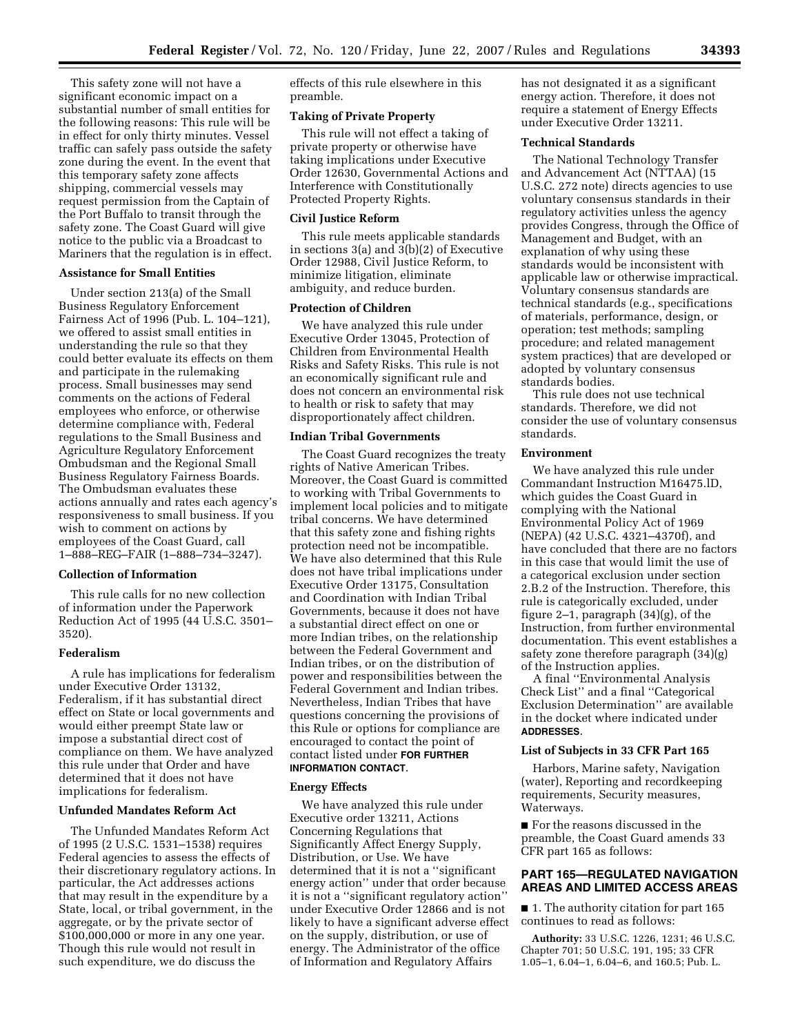This safety zone will not have a significant economic impact on a substantial number of small entities for the following reasons: This rule will be in effect for only thirty minutes. Vessel traffic can safely pass outside the safety zone during the event. In the event that this temporary safety zone affects shipping, commercial vessels may request permission from the Captain of the Port Buffalo to transit through the safety zone. The Coast Guard will give notice to the public via a Broadcast to Mariners that the regulation is in effect.

### Assistance for Small Entities

Under section 213(a) of the Small Business Regulatory Enforcement Fairness Act of 1996 (Pub. L. 104–121), we offered to assist small entities in understanding the rule so that they could better evaluate its effects on them and participate in the rulemaking process. Small businesses may send comments on the actions of Federal employees who enforce, or otherwise determine compliance with, Federal regulations to the Small Business and Agriculture Regulatory Enforcement Ombudsman and the Regional Small Business Regulatory Fairness Boards. The Ombudsman evaluates these actions annually and rates each agency's responsiveness to small business. If you wish to comment on actions by employees of the Coast Guard, call 1–888–REG–FAIR (1–888–734–3247).

### Collection of Information

This rule calls for no new collection of information under the Paperwork Reduction Act of 1995 (44 U.S.C. 3501–3520).

### Federalism

A rule has implications for federalism under Executive Order 13132, Federalism, if it has substantial direct effect on State or local governments and would either preempt State law or impose a substantial direct cost of compliance on them. We have analyzed this rule under that Order and have determined that it does not have implications for federalism.

### Unfunded Mandates Reform Act

The Unfunded Mandates Reform Act of 1995 (2 U.S.C. 1531–1538) requires Federal agencies to assess the effects of their discretionary regulatory actions. In particular, the Act addresses actions that may result in the expenditure by a State, local, or tribal government, in the aggregate, or by the private sector of $100,000,000 or more in any one year. Though this rule would not result in such expenditure, we do discuss the effects of this rule elsewhere in this preamble.

### Taking of Private Property

This rule will not effect a taking of private property or otherwise have taking implications under Executive Order 12630, Governmental Actions and Interference with Constitutionally Protected Property Rights.

### Civil Justice Reform

This rule meets applicable standards in sections 3(a) and 3(b)(2) of Executive Order 12988, Civil Justice Reform, to minimize litigation, eliminate ambiguity, and reduce burden.

### Protection of Children

We have analyzed this rule under Executive Order 13045, Protection of Children from Environmental Health Risks and Safety Risks. This rule is not an economically significant rule and does not concern an environmental risk to health or risk to safety that may disproportionately affect children.

### Indian Tribal Governments

The Coast Guard recognizes the treaty rights of Native American Tribes. Moreover, the Coast Guard is committed to working with Tribal Governments to implement local policies and to mitigate tribal concerns. We have determined that this safety zone and fishing rights protection need not be incompatible. We have also determined that this Rule does not have tribal implications under Executive Order 13175, Consultation and Coordination with Indian Tribal Governments, because it does not have a substantial direct effect on one or more Indian tribes, on the relationship between the Federal Government and Indian tribes, or on the distribution of power and responsibilities between the Federal Government and Indian tribes. Nevertheless, Indian Tribes that have questions concerning the provisions of this Rule or options for compliance are encouraged to contact the point of contact listed under **FOR FURTHER INFORMATION CONTACT**.

### Energy Effects

We have analyzed this rule under Executive order 13211, Actions Concerning Regulations that Significantly Affect Energy Supply, Distribution, or Use. We have determined that it is not a "significant energy action" under that order because it is not a "significant regulatory action" under Executive Order 12866 and is not likely to have a significant adverse effect on the supply, distribution, or use of energy. The Administrator of the office of Information and Regulatory Affairs has not designated it as a significant energy action. Therefore, it does not require a statement of Energy Effects under Executive Order 13211.

### Technical Standards

The National Technology Transfer and Advancement Act (NTTAA) (15 U.S.C. 272 note) directs agencies to use voluntary consensus standards in their regulatory activities unless the agency provides Congress, through the Office of Management and Budget, with an explanation of why using these standards would be inconsistent with applicable law or otherwise impractical. Voluntary consensus standards are technical standards (e.g., specifications of materials, performance, design, or operation; test methods; sampling procedure; and related management system practices) that are developed or adopted by voluntary consensus standards bodies.

This rule does not use technical standards. Therefore, we did not consider the use of voluntary consensus standards.

### Environment

We have analyzed this rule under Commandant Instruction M16475.lD, which guides the Coast Guard in complying with the National Environmental Policy Act of 1969 (NEPA) (42 U.S.C. 4321–4370f), and have concluded that there are no factors in this case that would limit the use of a categorical exclusion under section 2.B.2 of the Instruction. Therefore, this rule is categorically excluded, under figure 2–1, paragraph (34)(g), of the Instruction, from further environmental documentation. This event establishes a safety zone therefore paragraph (34)(g) of the Instruction applies.

A final "Environmental Analysis Check List" and a final "Categorical Exclusion Determination" are available in the docket where indicated under **ADDRESSES**.

### List of Subjects in 33 CFR Part 165

Harbors, Marine safety, Navigation (water), Reporting and recordkeeping requirements, Security measures, Waterways.

■ For the reasons discussed in the preamble, the Coast Guard amends 33 CFR part 165 as follows:

## PART 165—REGULATED NAVIGATION AREAS AND LIMITED ACCESS AREAS

■ 1. The authority citation for part 165 continues to read as follows:

**Authority:** 33 U.S.C. 1226, 1231; 46 U.S.C. Chapter 701; 50 U.S.C. 191, 195; 33 CFR 1.05–1, 6.04–1, 6.04–6, and 160.5; Pub. L.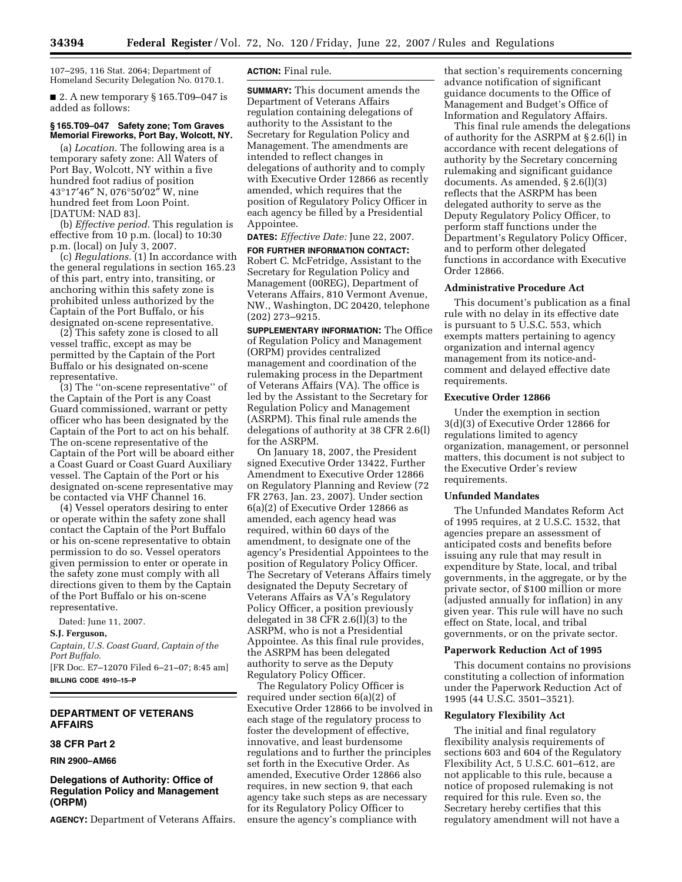107–295, 116 Stat. 2064; Department of Homeland Security Delegation No. 0170.1.

■ 2. A new temporary § 165.T09–047 is added as follows:

**§ 165.T09–047 Safety zone; Tom Graves Memorial Fireworks, Port Bay, Wolcott, NY.**

(a) *Location.* The following area is a temporary safety zone: All Waters of Port Bay, Wolcott, NY within a five hundred foot radius of position 43°17′46″ N, 076°50′02″ W, nine hundred feet from Loon Point. [DATUM: NAD 83].

(b) *Effective period.* This regulation is effective from 10 p.m. (local) to 10:30 p.m. (local) on July 3, 2007.

(c) *Regulations.* (1) In accordance with the general regulations in section 165.23 of this part, entry into, transiting, or anchoring within this safety zone is prohibited unless authorized by the Captain of the Port Buffalo, or his designated on-scene representative.

(2) This safety zone is closed to all vessel traffic, except as may be permitted by the Captain of the Port Buffalo or his designated on-scene representative.

(3) The ''on-scene representative'' of the Captain of the Port is any Coast Guard commissioned, warrant or petty officer who has been designated by the Captain of the Port to act on his behalf. The on-scene representative of the Captain of the Port will be aboard either a Coast Guard or Coast Guard Auxiliary vessel. The Captain of the Port or his designated on-scene representative may be contacted via VHF Channel 16.

(4) Vessel operators desiring to enter or operate within the safety zone shall contact the Captain of the Port Buffalo or his on-scene representative to obtain permission to do so. Vessel operators given permission to enter or operate in the safety zone must comply with all directions given to them by the Captain of the Port Buffalo or his on-scene representative.

Dated: June 11, 2007.

**S.J. Ferguson,**

*Captain, U.S. Coast Guard, Captain of the Port Buffalo.*

[FR Doc. E7–12070 Filed 6–21–07; 8:45 am]

**BILLING CODE 4910–15–P**

## DEPARTMENT OF VETERANS AFFAIRS

### 38 CFR Part 2

**RIN 2900–AM66**

### Delegations of Authority: Office of Regulation Policy and Management (ORPM)

**AGENCY:** Department of Veterans Affairs.

**ACTION:** Final rule.

**SUMMARY:** This document amends the Department of Veterans Affairs regulation containing delegations of authority to the Assistant to the Secretary for Regulation Policy and Management. The amendments are intended to reflect changes in delegations of authority and to comply with Executive Order 12866 as recently amended, which requires that the position of Regulatory Policy Officer in each agency be filled by a Presidential Appointee.

**DATES:** *Effective Date:* June 22, 2007.

**FOR FURTHER INFORMATION CONTACT:** Robert C. McFetridge, Assistant to the Secretary for Regulation Policy and Management (00REG), Department of Veterans Affairs, 810 Vermont Avenue, NW., Washington, DC 20420, telephone (202) 273–9215.

**SUPPLEMENTARY INFORMATION:** The Office of Regulation Policy and Management (ORPM) provides centralized management and coordination of the rulemaking process in the Department of Veterans Affairs (VA). The office is led by the Assistant to the Secretary for Regulation Policy and Management (ASRPM). This final rule amends the delegations of authority at 38 CFR 2.6(l) for the ASRPM.

On January 18, 2007, the President signed Executive Order 13422, Further Amendment to Executive Order 12866 on Regulatory Planning and Review (72 FR 2763, Jan. 23, 2007). Under section 6(a)(2) of Executive Order 12866 as amended, each agency head was required, within 60 days of the amendment, to designate one of the agency's Presidential Appointees to the position of Regulatory Policy Officer. The Secretary of Veterans Affairs timely designated the Deputy Secretary of Veterans Affairs as VA's Regulatory Policy Officer, a position previously delegated in 38 CFR 2.6(l)(3) to the ASRPM, who is not a Presidential Appointee. As this final rule provides, the ASRPM has been delegated authority to serve as the Deputy Regulatory Policy Officer.

The Regulatory Policy Officer is required under section 6(a)(2) of Executive Order 12866 to be involved in each stage of the regulatory process to foster the development of effective, innovative, and least burdensome regulations and to further the principles set forth in the Executive Order. As amended, Executive Order 12866 also requires, in new section 9, that each agency take such steps as are necessary for its Regulatory Policy Officer to ensure the agency's compliance with that section's requirements concerning advance notification of significant guidance documents to the Office of Management and Budget's Office of Information and Regulatory Affairs.

This final rule amends the delegations of authority for the ASRPM at § 2.6(l) in accordance with recent delegations of authority by the Secretary concerning rulemaking and significant guidance documents. As amended, § 2.6(l)(3) reflects that the ASRPM has been delegated authority to serve as the Deputy Regulatory Policy Officer, to perform staff functions under the Department's Regulatory Policy Officer, and to perform other delegated functions in accordance with Executive Order 12866.

**Administrative Procedure Act**

This document's publication as a final rule with no delay in its effective date is pursuant to 5 U.S.C. 553, which exempts matters pertaining to agency organization and internal agency management from its notice-and-comment and delayed effective date requirements.

**Executive Order 12866**

Under the exemption in section 3(d)(3) of Executive Order 12866 for regulations limited to agency organization, management, or personnel matters, this document is not subject to the Executive Order's review requirements.

**Unfunded Mandates**

The Unfunded Mandates Reform Act of 1995 requires, at 2 U.S.C. 1532, that agencies prepare an assessment of anticipated costs and benefits before issuing any rule that may result in expenditure by State, local, and tribal governments, in the aggregate, or by the private sector, of $100 million or more (adjusted annually for inflation) in any given year. This rule will have no such effect on State, local, and tribal governments, or on the private sector.

**Paperwork Reduction Act of 1995**

This document contains no provisions constituting a collection of information under the Paperwork Reduction Act of 1995 (44 U.S.C. 3501–3521).

**Regulatory Flexibility Act**

The initial and final regulatory flexibility analysis requirements of sections 603 and 604 of the Regulatory Flexibility Act, 5 U.S.C. 601–612, are not applicable to this rule, because a notice of proposed rulemaking is not required for this rule. Even so, the Secretary hereby certifies that this regulatory amendment will not have a